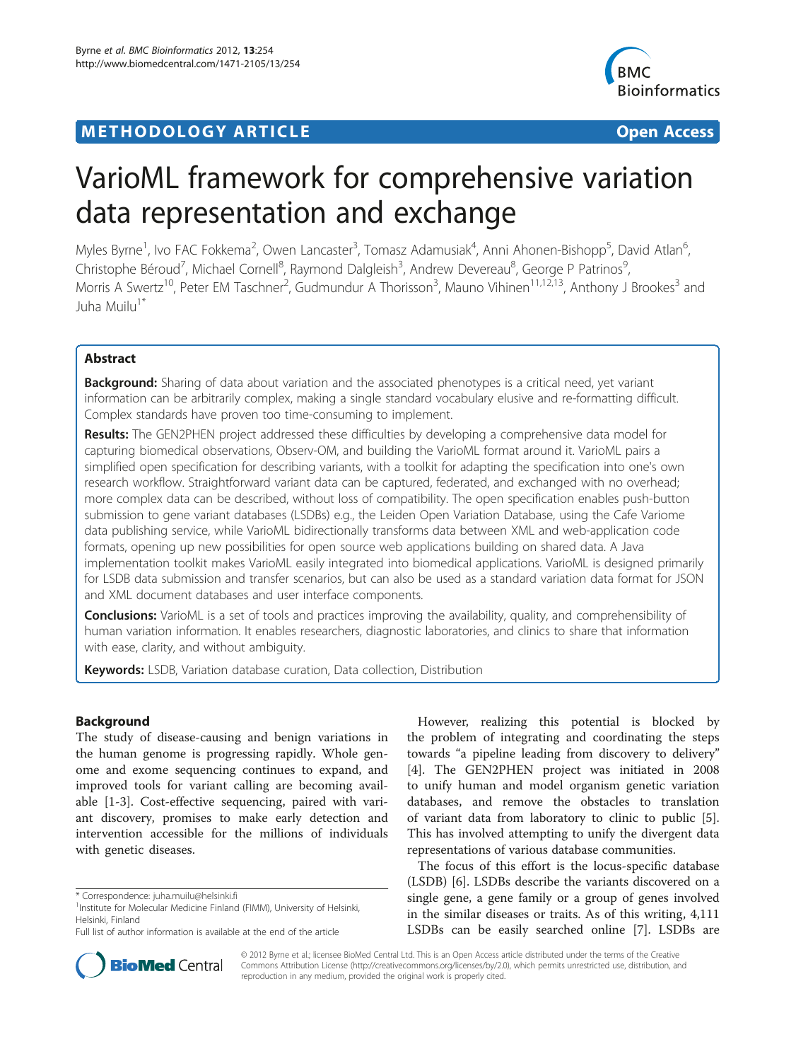METHODOLOGY ARTICLE Open Access

# VarioML framework for comprehensive variation data representation and exchange

Myles Byrne[1], Ivo FAC Fokkema[2], Owen Lancaster[3], Tomasz Adamusiak[4], Anni Ahonen-Bishopp[5], David Atlan[6], Christophe Béroud[7], Michael Cornell[8], Raymond Dalgleish[3], Andrew Devereau[8], George P Patrinos[9], Morris A Swertz[10], Peter EM Taschner[2], Gudmundur A Thorisson[3], Mauno Vihinen[11,12,13], Anthony J Brookes[3] and Juha Muilu[1*]

## Abstract

**Background:** Sharing of data about variation and the associated phenotypes is a critical need, yet variant information can be arbitrarily complex, making a single standard vocabulary elusive and re-formatting difficult. Complex standards have proven too time-consuming to implement.

**Results:** The GEN2PHEN project addressed these difficulties by developing a comprehensive data model for capturing biomedical observations, Observ-OM, and building the VarioML format around it. VarioML pairs a simplified open specification for describing variants, with a toolkit for adapting the specification into one's own research workflow. Straightforward variant data can be captured, federated, and exchanged with no overhead; more complex data can be described, without loss of compatibility. The open specification enables push-button submission to gene variant databases (LSDBs) e.g., the Leiden Open Variation Database, using the Cafe Variome data publishing service, while VarioML bidirectionally transforms data between XML and web-application code formats, opening up new possibilities for open source web applications building on shared data. A Java implementation toolkit makes VarioML easily integrated into biomedical applications. VarioML is designed primarily for LSDB data submission and transfer scenarios, but can also be used as a standard variation data format for JSON and XML document databases and user interface components.

**Conclusions:** VarioML is a set of tools and practices improving the availability, quality, and comprehensibility of human variation information. It enables researchers, diagnostic laboratories, and clinics to share that information with ease, clarity, and without ambiguity.

**Keywords:** LSDB, Variation database curation, Data collection, Distribution

## Background

The study of disease-causing and benign variations in the human genome is progressing rapidly. Whole genome and exome sequencing continues to expand, and improved tools for variant calling are becoming available [1-3]. Cost-effective sequencing, paired with variant discovery, promises to make early detection and intervention accessible for the millions of individuals with genetic diseases.

However, realizing this potential is blocked by the problem of integrating and coordinating the steps towards "a pipeline leading from discovery to delivery" [4]. The GEN2PHEN project was initiated in 2008 to unify human and model organism genetic variation databases, and remove the obstacles to translation of variant data from laboratory to clinic to public [5]. This has involved attempting to unify the divergent data representations of various database communities.

The focus of this effort is the locus-specific database (LSDB) [6]. LSDBs describe the variants discovered on a single gene, a gene family or a group of genes involved in the similar diseases or traits. As of this writing, 4,111 LSDBs can be easily searched online [7]. LSDBs are

\* Correspondence: juha.muilu@helsinki.fi
[1]Institute for Molecular Medicine Finland (FIMM), University of Helsinki, Helsinki, Finland
Full list of author information is available at the end of the article

© 2012 Byrne et al.; licensee BioMed Central Ltd. This is an Open Access article distributed under the terms of the Creative Commons Attribution License (http://creativecommons.org/licenses/by/2.0), which permits unrestricted use, distribution, and reproduction in any medium, provided the original work is properly cited.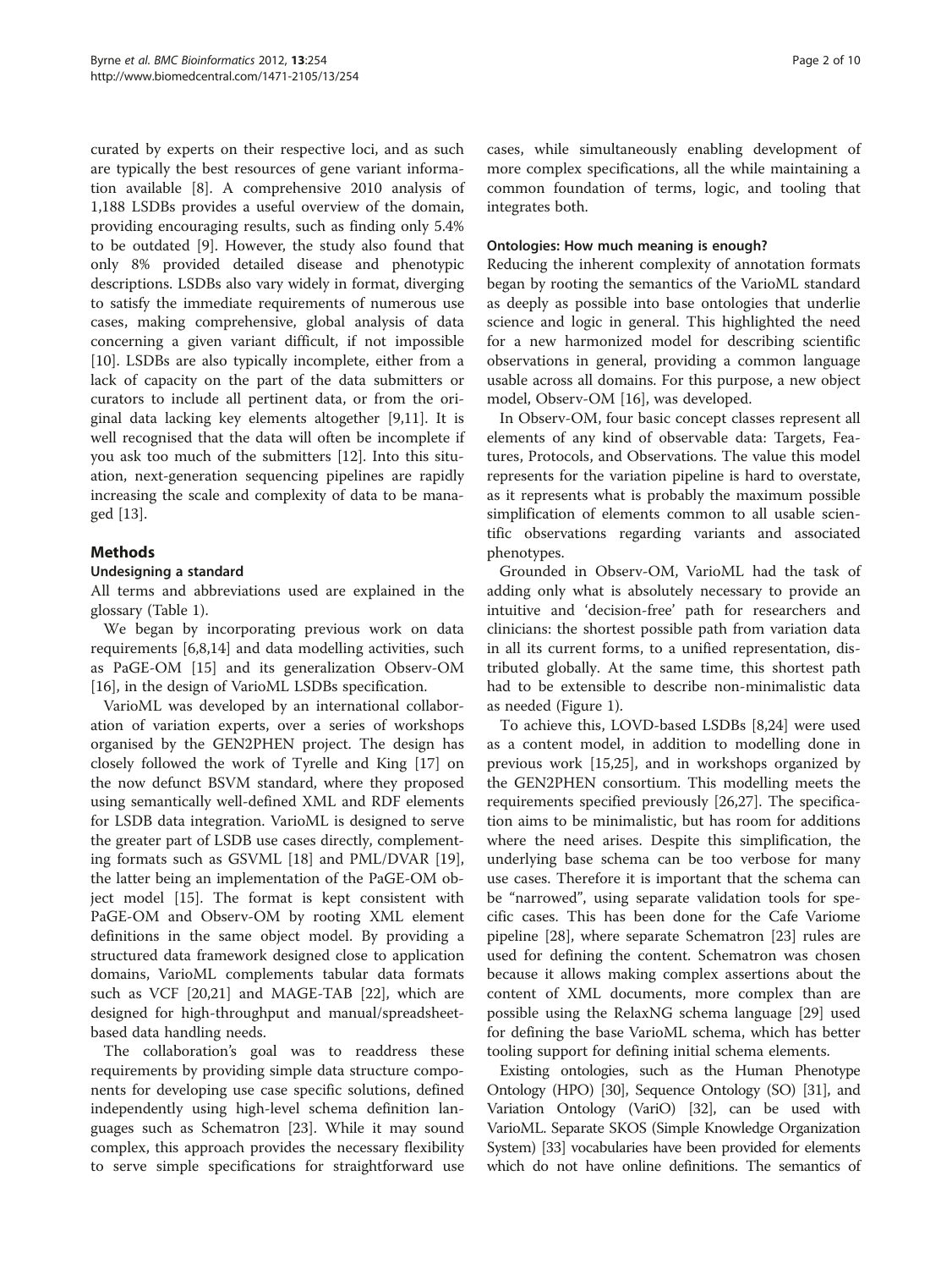curated by experts on their respective loci, and as such are typically the best resources of gene variant information available [8]. A comprehensive 2010 analysis of 1,188 LSDBs provides a useful overview of the domain, providing encouraging results, such as finding only 5.4% to be outdated [9]. However, the study also found that only 8% provided detailed disease and phenotypic descriptions. LSDBs also vary widely in format, diverging to satisfy the immediate requirements of numerous use cases, making comprehensive, global analysis of data concerning a given variant difficult, if not impossible [10]. LSDBs are also typically incomplete, either from a lack of capacity on the part of the data submitters or curators to include all pertinent data, or from the original data lacking key elements altogether [9,11]. It is well recognised that the data will often be incomplete if you ask too much of the submitters [12]. Into this situation, next-generation sequencing pipelines are rapidly increasing the scale and complexity of data to be managed [13].

## Methods

### Undesigning a standard

All terms and abbreviations used are explained in the glossary (Table 1).

We began by incorporating previous work on data requirements [6,8,14] and data modelling activities, such as PaGE-OM [15] and its generalization Observ-OM [16], in the design of VarioML LSDBs specification.

VarioML was developed by an international collaboration of variation experts, over a series of workshops organised by the GEN2PHEN project. The design has closely followed the work of Tyrelle and King [17] on the now defunct BSVM standard, where they proposed using semantically well-defined XML and RDF elements for LSDB data integration. VarioML is designed to serve the greater part of LSDB use cases directly, complementing formats such as GSVML [18] and PML/DVAR [19], the latter being an implementation of the PaGE-OM object model [15]. The format is kept consistent with PaGE-OM and Observ-OM by rooting XML element definitions in the same object model. By providing a structured data framework designed close to application domains, VarioML complements tabular data formats such as VCF [20,21] and MAGE-TAB [22], which are designed for high-throughput and manual/spreadsheet-based data handling needs.

The collaboration's goal was to readdress these requirements by providing simple data structure components for developing use case specific solutions, defined independently using high-level schema definition languages such as Schematron [23]. While it may sound complex, this approach provides the necessary flexibility to serve simple specifications for straightforward use cases, while simultaneously enabling development of more complex specifications, all the while maintaining a common foundation of terms, logic, and tooling that integrates both.

### Ontologies: How much meaning is enough?

Reducing the inherent complexity of annotation formats began by rooting the semantics of the VarioML standard as deeply as possible into base ontologies that underlie science and logic in general. This highlighted the need for a new harmonized model for describing scientific observations in general, providing a common language usable across all domains. For this purpose, a new object model, Observ-OM [16], was developed.

In Observ-OM, four basic concept classes represent all elements of any kind of observable data: Targets, Features, Protocols, and Observations. The value this model represents for the variation pipeline is hard to overstate, as it represents what is probably the maximum possible simplification of elements common to all usable scientific observations regarding variants and associated phenotypes.

Grounded in Observ-OM, VarioML had the task of adding only what is absolutely necessary to provide an intuitive and 'decision-free' path for researchers and clinicians: the shortest possible path from variation data in all its current forms, to a unified representation, distributed globally. At the same time, this shortest path had to be extensible to describe non-minimalistic data as needed (Figure 1).

To achieve this, LOVD-based LSDBs [8,24] were used as a content model, in addition to modelling done in previous work [15,25], and in workshops organized by the GEN2PHEN consortium. This modelling meets the requirements specified previously [26,27]. The specification aims to be minimalistic, but has room for additions where the need arises. Despite this simplification, the underlying base schema can be too verbose for many use cases. Therefore it is important that the schema can be "narrowed", using separate validation tools for specific cases. This has been done for the Cafe Variome pipeline [28], where separate Schematron [23] rules are used for defining the content. Schematron was chosen because it allows making complex assertions about the content of XML documents, more complex than are possible using the RelaxNG schema language [29] used for defining the base VarioML schema, which has better tooling support for defining initial schema elements.

Existing ontologies, such as the Human Phenotype Ontology (HPO) [30], Sequence Ontology (SO) [31], and Variation Ontology (VariO) [32], can be used with VarioML. Separate SKOS (Simple Knowledge Organization System) [33] vocabularies have been provided for elements which do not have online definitions. The semantics of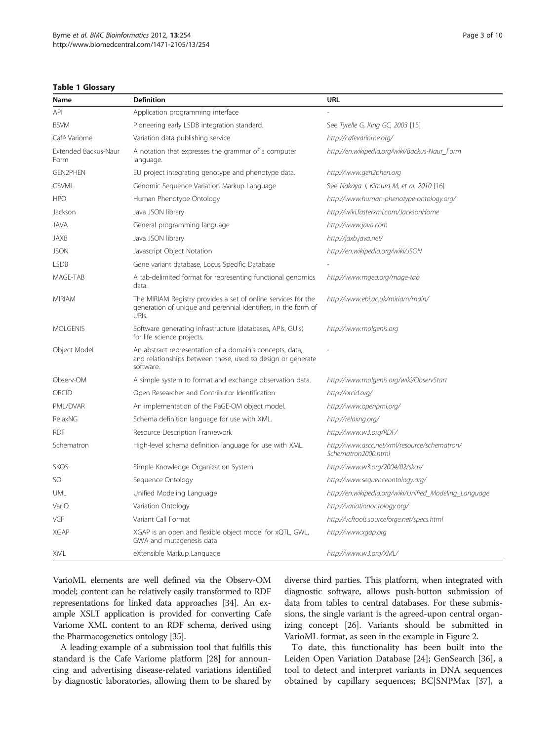**Table 1 Glossary**

| Name | Definition | URL |
|---|---|---|
| API | Application programming interface | - |
| BSVM | Pioneering early LSDB integration standard. | See *Tyrelle G, King GC, 2003* [15] |
| Café Variome | Variation data publishing service | *http://cafevariome.org/* |
| Extended Backus-Naur Form | A notation that expresses the grammar of a computer language. | *http://en.wikipedia.org/wiki/Backus-Naur_Form* |
| GEN2PHEN | EU project integrating genotype and phenotype data. | *http://www.gen2phen.org* |
| GSVML | Genomic Sequence Variation Markup Language | See *Nakaya J, Kimura M, et al. 2010* [16] |
| HPO | Human Phenotype Ontology | *http://www.human-phenotype-ontology.org/* |
| Jackson | Java JSON library | *http://wiki.fasterxml.com/JacksonHome* |
| JAVA | General programming language | *http://www.java.com* |
| JAXB | Java JSON library | *http://jaxb.java.net/* |
| JSON | Javascript Object Notation | *http://en.wikipedia.org/wiki/JSON* |
| LSDB | Gene variant database, Locus Specific Database | - |
| MAGE-TAB | A tab-delimited format for representing functional genomics data. | *http://www.mged.org/mage-tab* |
| MIRIAM | The MIRIAM Registry provides a set of online services for the generation of unique and perennial identifiers, in the form of URIs. | *http://www.ebi.ac.uk/miriam/main/* |
| MOLGENIS | Software generating infrastructure (databases, APIs, GUIs) for life science projects. | *http://www.molgenis.org* |
| Object Model | An abstract representation of a domain's concepts, data, and relationships between these, used to design or generate software. | - |
| Observ-OM | A simple system to format and exchange observation data. | *http://www.molgenis.org/wiki/ObservStart* |
| ORCID | Open Researcher and Contributor Identification | *http://orcid.org/* |
| PML/DVAR | An implementation of the PaGE-OM object model. | *http://www.openpml.org/* |
| RelaxNG | Schema definition language for use with XML. | *http://relaxng.org/* |
| RDF | Resource Description Framework | *http://www.w3.org/RDF/* |
| Schematron | High-level schema definition language for use with XML. | *http://www.ascc.net/xml/resource/schematron/Schematron2000.html* |
| SKOS | Simple Knowledge Organization System | *http://www.w3.org/2004/02/skos/* |
| SO | Sequence Ontology | *http://www.sequenceontology.org/* |
| UML | Unified Modeling Language | *http://en.wikipedia.org/wiki/Unified_Modeling_Language* |
| VariO | Variation Ontology | *http://variationontology.org/* |
| VCF | Variant Call Format | *http://vcftools.sourceforge.net/specs.html* |
| XGAP | XGAP is an open and flexible object model for xQTL, GWL, GWA and mutagenesis data | *http://www.xgap.org* |
| XML | eXtensible Markup Language | *http://www.w3.org/XML/* |

VarioML elements are well defined via the Observ-OM model; content can be relatively easily transformed to RDF representations for linked data approaches [34]. An example XSLT application is provided for converting Cafe Variome XML content to an RDF schema, derived using the Pharmacogenetics ontology [35].

A leading example of a submission tool that fulfills this standard is the Cafe Variome platform [28] for announcing and advertising disease-related variations identified by diagnostic laboratories, allowing them to be shared by diverse third parties. This platform, when integrated with diagnostic software, allows push-button submission of data from tables to central databases. For these submissions, the single variant is the agreed-upon central organizing concept [26]. Variants should be submitted in VarioML format, as seen in the example in Figure 2.

To date, this functionality has been built into the Leiden Open Variation Database [24]; GenSearch [36], a tool to detect and interpret variants in DNA sequences obtained by capillary sequences; BC|SNPMax [37], a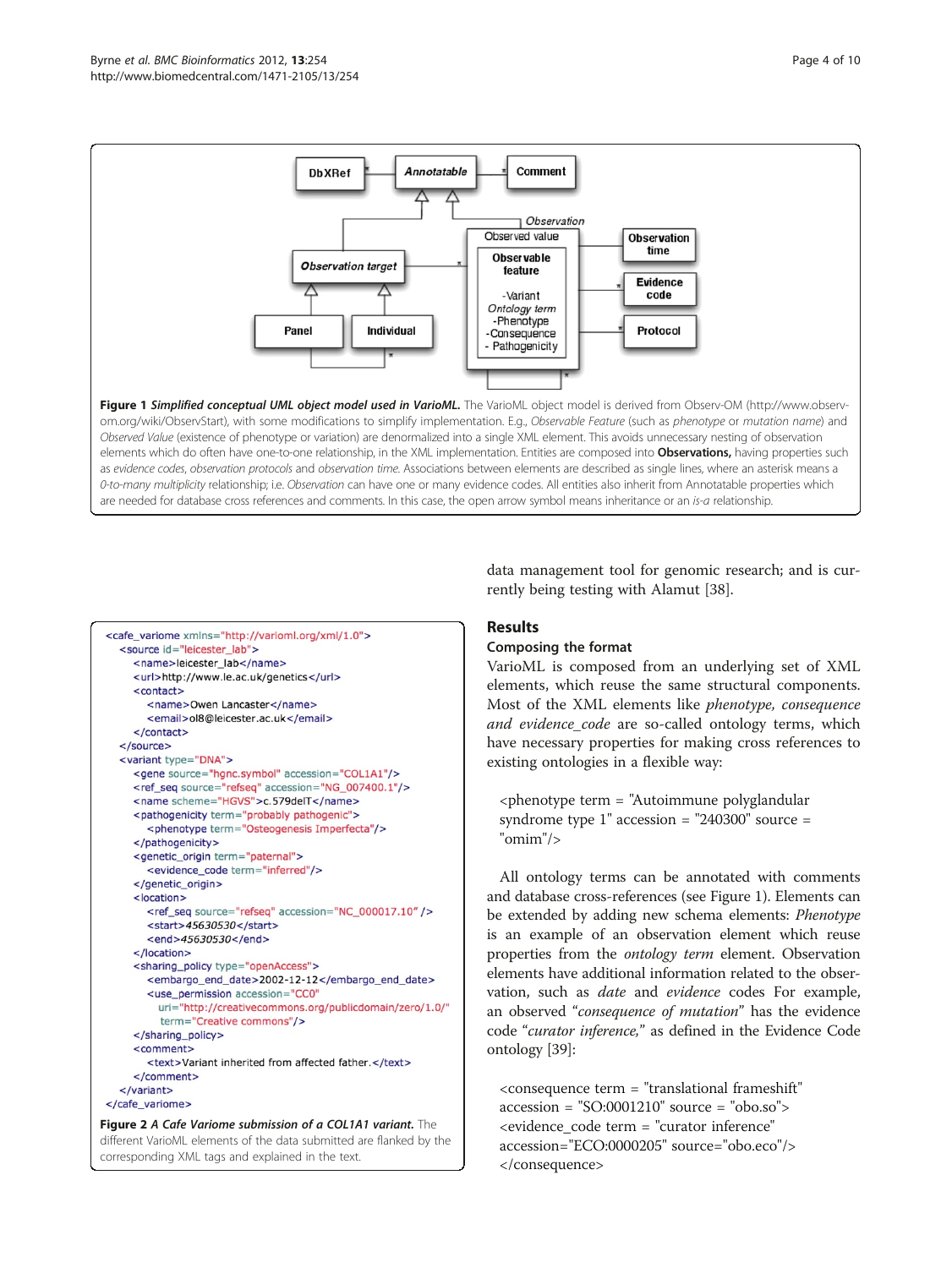**Figure 1** *Simplified conceptual UML object model used in VarioML.* The VarioML object model is derived from Observ-OM (http://www.observ-om.org/wiki/ObservStart), with some modifications to simplify implementation. E.g., *Observable Feature* (such as *phenotype* or *mutation name*) and *Observed Value* (existence of phenotype or variation) are denormalized into a single XML element. This avoids unnecessary nesting of observation elements which do often have one-to-one relationship, in the XML implementation. Entities are composed into **Observations,** having properties such as *evidence codes, observation protocols* and *observation time.* Associations between elements are described as single lines, where an asterisk means a *0-to-many multiplicity* relationship; i.e. *Observation* can have one or many evidence codes. All entities also inherit from Annotatable properties which are needed for database cross references and comments. In this case, the open arrow symbol means inheritance or an *is-a* relationship.

```
<cafe_variome xmlns="http://varioml.org/xml/1.0">
  <source id="leicester_lab">
    <name>leicester_lab</name>
    <url>http://www.le.ac.uk/genetics</url>
    <contact>
      <name>Owen Lancaster</name>
      <email>ol8@leicester.ac.uk</email>
    </contact>
  </source>
  <variant type="DNA">
    <gene source="hgnc.symbol" accession="COL1A1"/>
    <ref_seq source="refseq" accession="NG_007400.1"/>
    <name scheme="HGVS">c.579delT</name>
    <pathogenicity term="probably pathogenic">
      <phenotype term="Osteogenesis Imperfecta"/>
    </pathogenicity>
    <genetic_origin term="paternal">
      <evidence_code term="inferred"/>
    </genetic_origin>
    <location>
      <ref_seq source="refseq" accession="NC_000017.10" />
      <start>45630530</start>
      <end>45630530</end>
    </location>
    <sharing_policy type="openAccess">
      <embargo_end_date>2002-12-12</embargo_end_date>
      <use_permission accession="CC0"
        url="http://creativecommons.org/publicdomain/zero/1.0/"
        term="Creative commons"/>
    </sharing_policy>
    <comment>
      <text>Variant inherited from affected father.</text>
    </comment>
  </variant>
</cafe_variome>
```

**Figure 2** *A Cafe Variome submission of a COL1A1 variant.* The different VarioML elements of the data submitted are flanked by the corresponding XML tags and explained in the text.

data management tool for genomic research; and is currently being testing with Alamut [38].

## Results

### Composing the format

VarioML is composed from an underlying set of XML elements, which reuse the same structural components. Most of the XML elements like *phenotype, consequence and evidence_code* are so-called ontology terms, which have necessary properties for making cross references to existing ontologies in a flexible way:

```
<phenotype term = "Autoimmune polyglandular syndrome type 1" accession = "240300" source = "omim"/>
```

All ontology terms can be annotated with comments and database cross-references (see Figure 1). Elements can be extended by adding new schema elements: *Phenotype* is an example of an observation element which reuse properties from the *ontology term* element. Observation elements have additional information related to the observation, such as *date* and *evidence* codes For example, an observed *"consequence of mutation"* has the evidence code *"curator inference,"* as defined in the Evidence Code ontology [39]:

```
<consequence term = "translational frameshift" accession = "SO:0001210" source = "obo.so">
<evidence_code term = "curator inference" accession="ECO:0000205" source="obo.eco"/>
</consequence>
```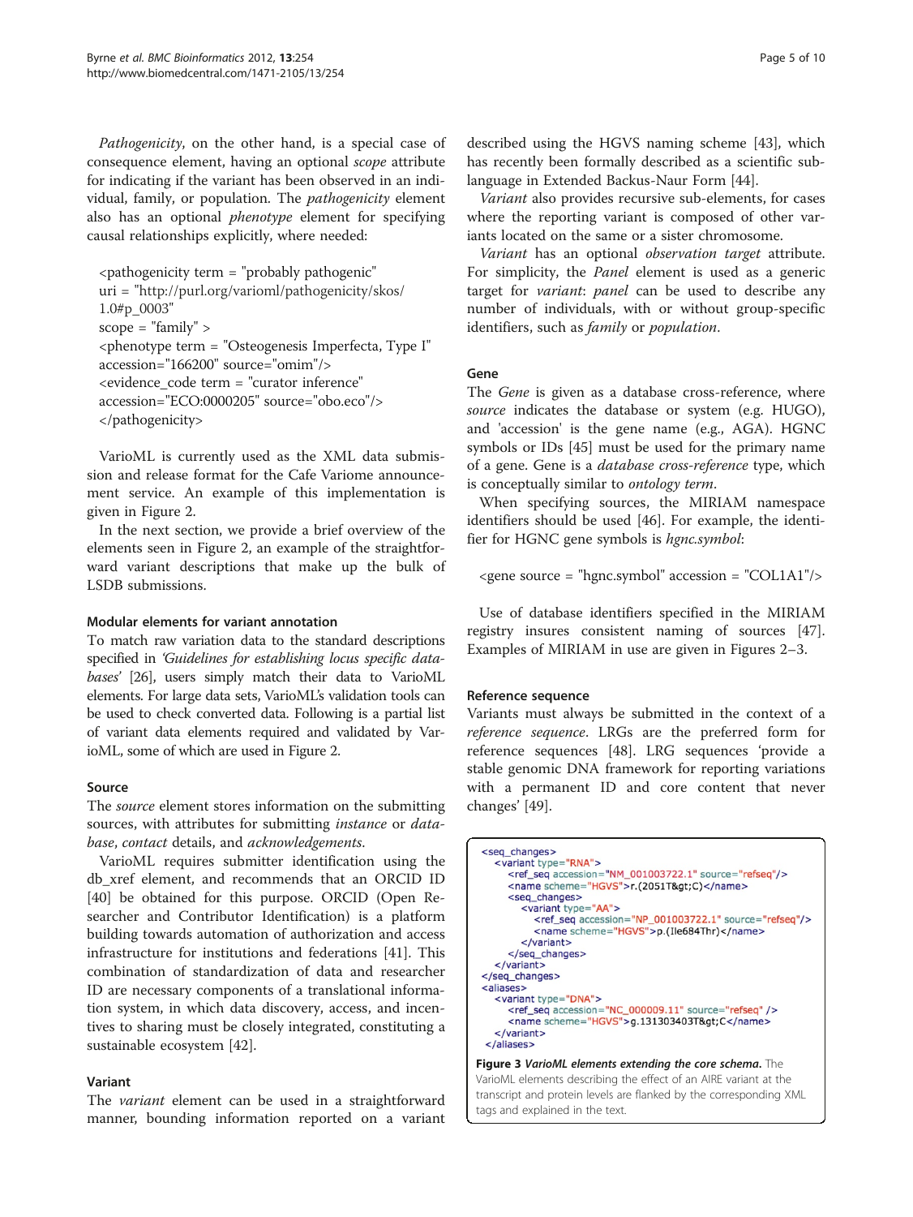*Pathogenicity*, on the other hand, is a special case of consequence element, having an optional *scope* attribute for indicating if the variant has been observed in an individual, family, or population. The *pathogenicity* element also has an optional *phenotype* element for specifying causal relationships explicitly, where needed:

```
<pathogenicity term = "probably pathogenic"
uri = "http://purl.org/varioml/pathogenicity/skos/
1.0#p_0003"
scope = "family" >
<phenotype term = "Osteogenesis Imperfecta, Type I"
accession="166200" source="omim"/>
<evidence_code term = "curator inference"
accession="ECO:0000205" source="obo.eco"/>
</pathogenicity>
```

VarioML is currently used as the XML data submission and release format for the Cafe Variome announcement service. An example of this implementation is given in Figure 2.

In the next section, we provide a brief overview of the elements seen in Figure 2, an example of the straightforward variant descriptions that make up the bulk of LSDB submissions.

### Modular elements for variant annotation

To match raw variation data to the standard descriptions specified in *'Guidelines for establishing locus specific databases'* [26], users simply match their data to VarioML elements. For large data sets, VarioML's validation tools can be used to check converted data. Following is a partial list of variant data elements required and validated by VarioML, some of which are used in Figure 2.

### Source

The *source* element stores information on the submitting sources, with attributes for submitting *instance* or *database*, *contact* details, and *acknowledgements*.

VarioML requires submitter identification using the db_xref element, and recommends that an ORCID ID [40] be obtained for this purpose. ORCID (Open Researcher and Contributor Identification) is a platform building towards automation of authorization and access infrastructure for institutions and federations [41]. This combination of standardization of data and researcher ID are necessary components of a translational information system, in which data discovery, access, and incentives to sharing must be closely integrated, constituting a sustainable ecosystem [42].

### Variant

The *variant* element can be used in a straightforward manner, bounding information reported on a variant described using the HGVS naming scheme [43], which has recently been formally described as a scientific sublanguage in Extended Backus-Naur Form [44].

*Variant* also provides recursive sub-elements, for cases where the reporting variant is composed of other variants located on the same or a sister chromosome.

*Variant* has an optional *observation target* attribute. For simplicity, the *Panel* element is used as a generic target for *variant*: *panel* can be used to describe any number of individuals, with or without group-specific identifiers, such as *family* or *population*.

### Gene

The *Gene* is given as a database cross-reference, where *source* indicates the database or system (e.g. HUGO), and 'accession' is the gene name (e.g., AGA). HGNC symbols or IDs [45] must be used for the primary name of a gene. Gene is a *database cross-reference* type, which is conceptually similar to *ontology term*.

When specifying sources, the MIRIAM namespace identifiers should be used [46]. For example, the identifier for HGNC gene symbols is *hgnc.symbol*:

```
<gene source = "hgnc.symbol" accession = "COL1A1"/>
```

Use of database identifiers specified in the MIRIAM registry insures consistent naming of sources [47]. Examples of MIRIAM in use are given in Figures 2–3.

### Reference sequence

Variants must always be submitted in the context of a *reference sequence*. LRGs are the preferred form for reference sequences [48]. LRG sequences 'provide a stable genomic DNA framework for reporting variations with a permanent ID and core content that never changes' [49].

```
<seq_changes>
  <variant type="RNA">
    <ref_seq accession="NM_001003722.1" source="refseq"/>
    <name scheme="HGVS">r.(2051T&gt;C)</name>
    <seq_changes>
      <variant type="AA">
        <ref_seq accession="NP_001003722.1" source="refseq"/>
        <name scheme="HGVS">p.(Ile684Thr)</name>
      </variant>
    </seq_changes>
  </variant>
</seq_changes>
<aliases>
  <variant type="DNA">
    <ref_seq accession="NC_000009.11" source="refseq" />
    <name scheme="HGVS">g.131303403T&gt;C</name>
  </variant>
</aliases>
```

**Figure 3** ***VarioML elements extending the core schema.*** The VarioML elements describing the effect of an AIRE variant at the transcript and protein levels are flanked by the corresponding XML tags and explained in the text.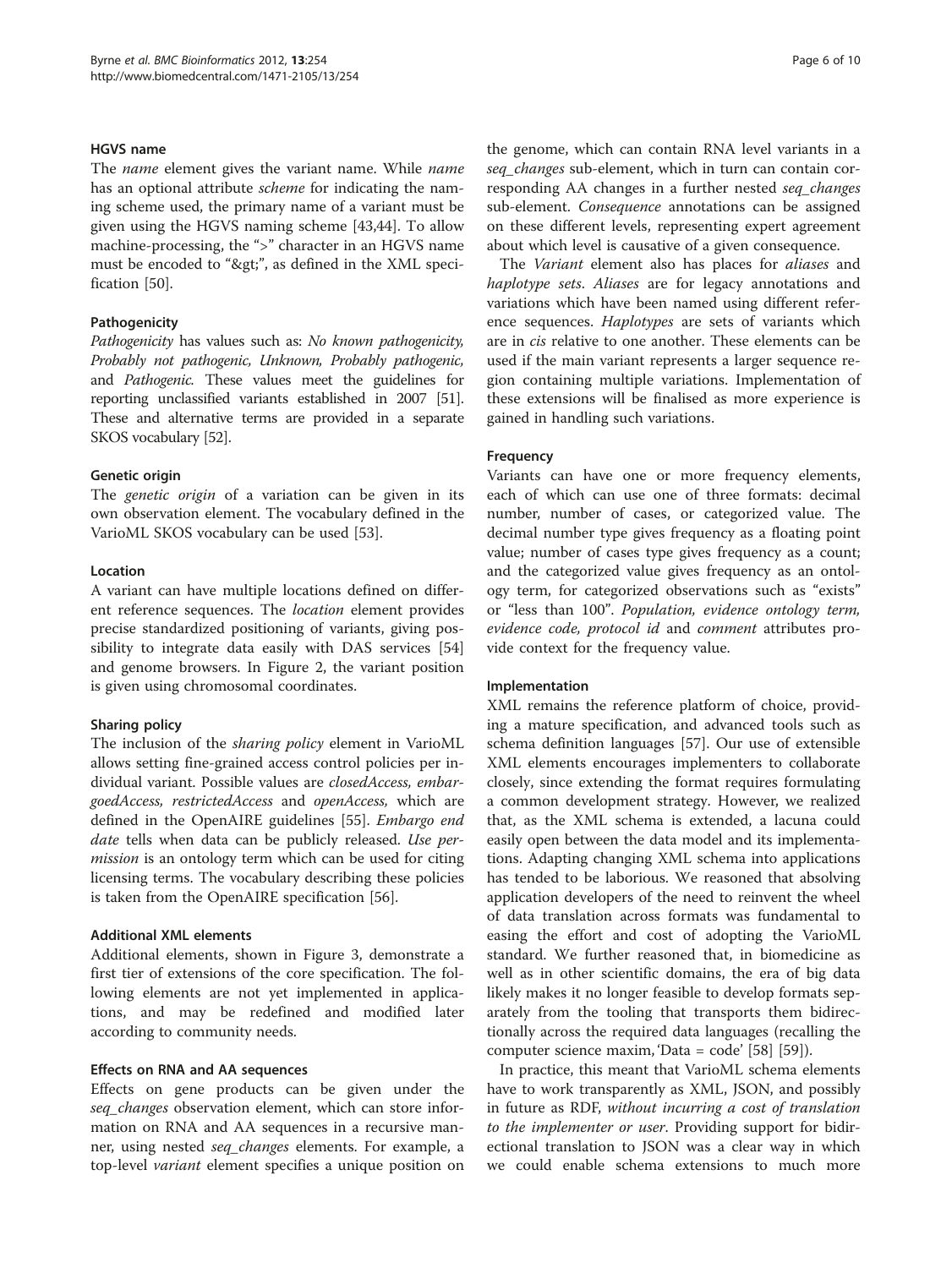### HGVS name

The *name* element gives the variant name. While *name* has an optional attribute *scheme* for indicating the naming scheme used, the primary name of a variant must be given using the HGVS naming scheme [43,44]. To allow machine-processing, the ">" character in an HGVS name must be encoded to "&gt;", as defined in the XML specification [50].

### Pathogenicity

*Pathogenicity* has values such as: *No known pathogenicity, Probably not pathogenic, Unknown, Probably pathogenic,* and *Pathogenic.* These values meet the guidelines for reporting unclassified variants established in 2007 [51]. These and alternative terms are provided in a separate SKOS vocabulary [52].

### Genetic origin

The *genetic origin* of a variation can be given in its own observation element. The vocabulary defined in the VarioML SKOS vocabulary can be used [53].

### Location

A variant can have multiple locations defined on different reference sequences. The *location* element provides precise standardized positioning of variants, giving possibility to integrate data easily with DAS services [54] and genome browsers. In Figure 2, the variant position is given using chromosomal coordinates.

### Sharing policy

The inclusion of the *sharing policy* element in VarioML allows setting fine-grained access control policies per individual variant. Possible values are *closedAccess, embargoedAccess, restrictedAccess* and *openAccess,* which are defined in the OpenAIRE guidelines [55]. *Embargo end date* tells when data can be publicly released. *Use permission* is an ontology term which can be used for citing licensing terms. The vocabulary describing these policies is taken from the OpenAIRE specification [56].

### Additional XML elements

Additional elements, shown in Figure 3, demonstrate a first tier of extensions of the core specification. The following elements are not yet implemented in applications, and may be redefined and modified later according to community needs.

### Effects on RNA and AA sequences

Effects on gene products can be given under the *seq_changes* observation element, which can store information on RNA and AA sequences in a recursive manner, using nested *seq_changes* elements. For example, a top-level *variant* element specifies a unique position on the genome, which can contain RNA level variants in a *seq_changes* sub-element, which in turn can contain corresponding AA changes in a further nested *seq_changes* sub-element. *Consequence* annotations can be assigned on these different levels, representing expert agreement about which level is causative of a given consequence.

The *Variant* element also has places for *aliases* and *haplotype sets*. *Aliases* are for legacy annotations and variations which have been named using different reference sequences. *Haplotypes* are sets of variants which are in *cis* relative to one another. These elements can be used if the main variant represents a larger sequence region containing multiple variations. Implementation of these extensions will be finalised as more experience is gained in handling such variations.

### Frequency

Variants can have one or more frequency elements, each of which can use one of three formats: decimal number, number of cases, or categorized value. The decimal number type gives frequency as a floating point value; number of cases type gives frequency as a count; and the categorized value gives frequency as an ontology term, for categorized observations such as "exists" or "less than 100". *Population, evidence ontology term, evidence code, protocol id* and *comment* attributes provide context for the frequency value.

### Implementation

XML remains the reference platform of choice, providing a mature specification, and advanced tools such as schema definition languages [57]. Our use of extensible XML elements encourages implementers to collaborate closely, since extending the format requires formulating a common development strategy. However, we realized that, as the XML schema is extended, a lacuna could easily open between the data model and its implementations. Adapting changing XML schema into applications has tended to be laborious. We reasoned that absolving application developers of the need to reinvent the wheel of data translation across formats was fundamental to easing the effort and cost of adopting the VarioML standard. We further reasoned that, in biomedicine as well as in other scientific domains, the era of big data likely makes it no longer feasible to develop formats separately from the tooling that transports them bidirectionally across the required data languages (recalling the computer science maxim, 'Data = code' [58] [59]).

In practice, this meant that VarioML schema elements have to work transparently as XML, JSON, and possibly in future as RDF, *without incurring a cost of translation to the implementer or user*. Providing support for bidirectional translation to JSON was a clear way in which we could enable schema extensions to much more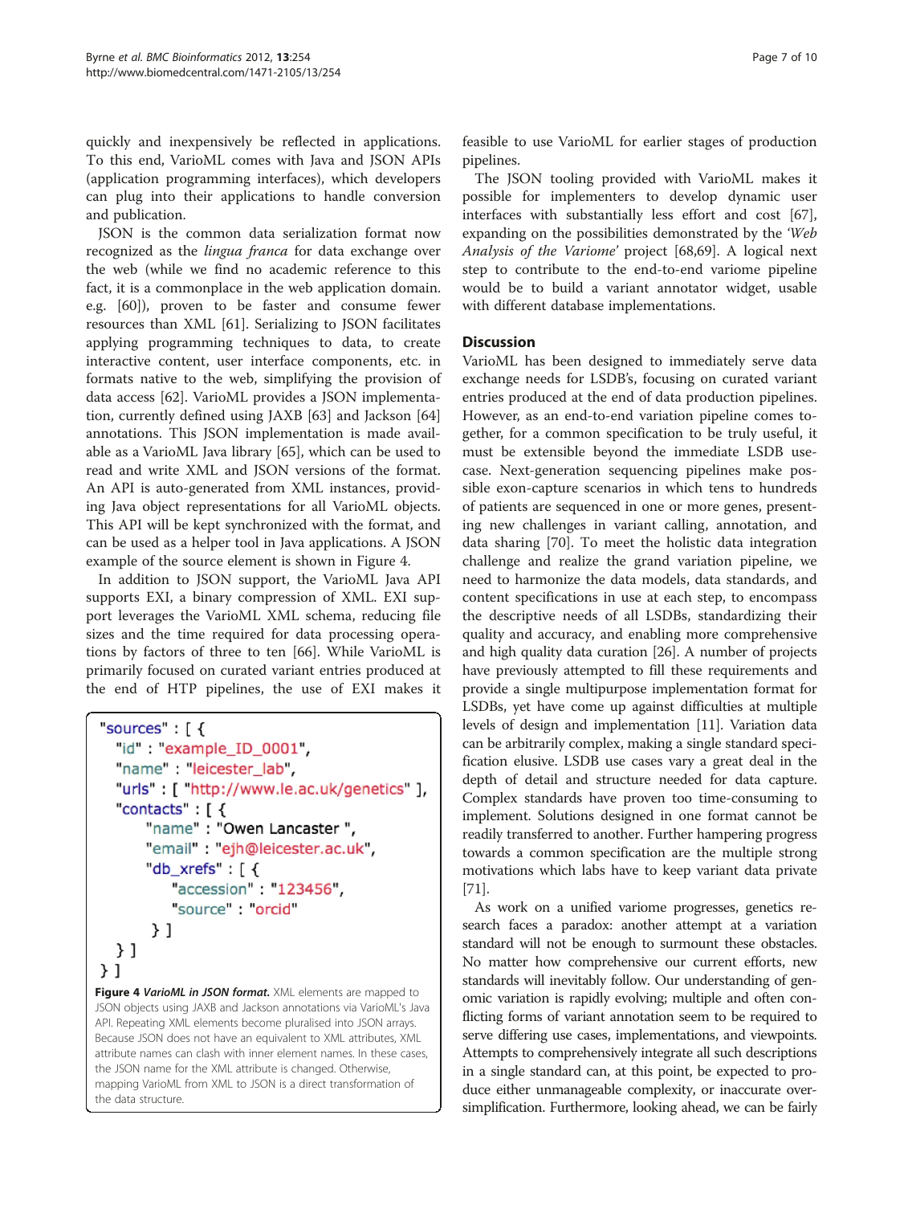quickly and inexpensively be reflected in applications. To this end, VarioML comes with Java and JSON APIs (application programming interfaces), which developers can plug into their applications to handle conversion and publication.

JSON is the common data serialization format now recognized as the *lingua franca* for data exchange over the web (while we find no academic reference to this fact, it is a commonplace in the web application domain. e.g. [60]), proven to be faster and consume fewer resources than XML [61]. Serializing to JSON facilitates applying programming techniques to data, to create interactive content, user interface components, etc. in formats native to the web, simplifying the provision of data access [62]. VarioML provides a JSON implementation, currently defined using JAXB [63] and Jackson [64] annotations. This JSON implementation is made available as a VarioML Java library [65], which can be used to read and write XML and JSON versions of the format. An API is auto-generated from XML instances, providing Java object representations for all VarioML objects. This API will be kept synchronized with the format, and can be used as a helper tool in Java applications. A JSON example of the source element is shown in Figure 4.

In addition to JSON support, the VarioML Java API supports EXI, a binary compression of XML. EXI support leverages the VarioML XML schema, reducing file sizes and the time required for data processing operations by factors of three to ten [66]. While VarioML is primarily focused on curated variant entries produced at the end of HTP pipelines, the use of EXI makes it feasible to use VarioML for earlier stages of production pipelines.

```
"sources" : [ {
  "id" : "example_ID_0001",
  "name" : "leicester_lab",
  "urls" : [ "http://www.le.ac.uk/genetics" ],
  "contacts" : [ {
      "name" : "Owen Lancaster ",
      "email" : "ejh@leicester.ac.uk",
      "db_xrefs" : [ {
          "accession" : "123456",
          "source" : "orcid"
       } ]
  } ]
} ]
```

**Figure 4** ***VarioML in JSON format.*** XML elements are mapped to JSON objects using JAXB and Jackson annotations via VarioML's Java API. Repeating XML elements become pluralised into JSON arrays. Because JSON does not have an equivalent to XML attributes, XML attribute names can clash with inner element names. In these cases, the JSON name for the XML attribute is changed. Otherwise, mapping VarioML from XML to JSON is a direct transformation of the data structure.

The JSON tooling provided with VarioML makes it possible for implementers to develop dynamic user interfaces with substantially less effort and cost [67], expanding on the possibilities demonstrated by the '*Web Analysis of the Variome*' project [68,69]. A logical next step to contribute to the end-to-end variome pipeline would be to build a variant annotator widget, usable with different database implementations.

## Discussion

VarioML has been designed to immediately serve data exchange needs for LSDB's, focusing on curated variant entries produced at the end of data production pipelines. However, as an end-to-end variation pipeline comes together, for a common specification to be truly useful, it must be extensible beyond the immediate LSDB use-case. Next-generation sequencing pipelines make possible exon-capture scenarios in which tens to hundreds of patients are sequenced in one or more genes, presenting new challenges in variant calling, annotation, and data sharing [70]. To meet the holistic data integration challenge and realize the grand variation pipeline, we need to harmonize the data models, data standards, and content specifications in use at each step, to encompass the descriptive needs of all LSDBs, standardizing their quality and accuracy, and enabling more comprehensive and high quality data curation [26]. A number of projects have previously attempted to fill these requirements and provide a single multipurpose implementation format for LSDBs, yet have come up against difficulties at multiple levels of design and implementation [11]. Variation data can be arbitrarily complex, making a single standard specification elusive. LSDB use cases vary a great deal in the depth of detail and structure needed for data capture. Complex standards have proven too time-consuming to implement. Solutions designed in one format cannot be readily transferred to another. Further hampering progress towards a common specification are the multiple strong motivations which labs have to keep variant data private [71].

As work on a unified variome progresses, genetics research faces a paradox: another attempt at a variation standard will not be enough to surmount these obstacles. No matter how comprehensive our current efforts, new standards will inevitably follow. Our understanding of genomic variation is rapidly evolving; multiple and often conflicting forms of variant annotation seem to be required to serve differing use cases, implementations, and viewpoints. Attempts to comprehensively integrate all such descriptions in a single standard can, at this point, be expected to produce either unmanageable complexity, or inaccurate oversimplification. Furthermore, looking ahead, we can be fairly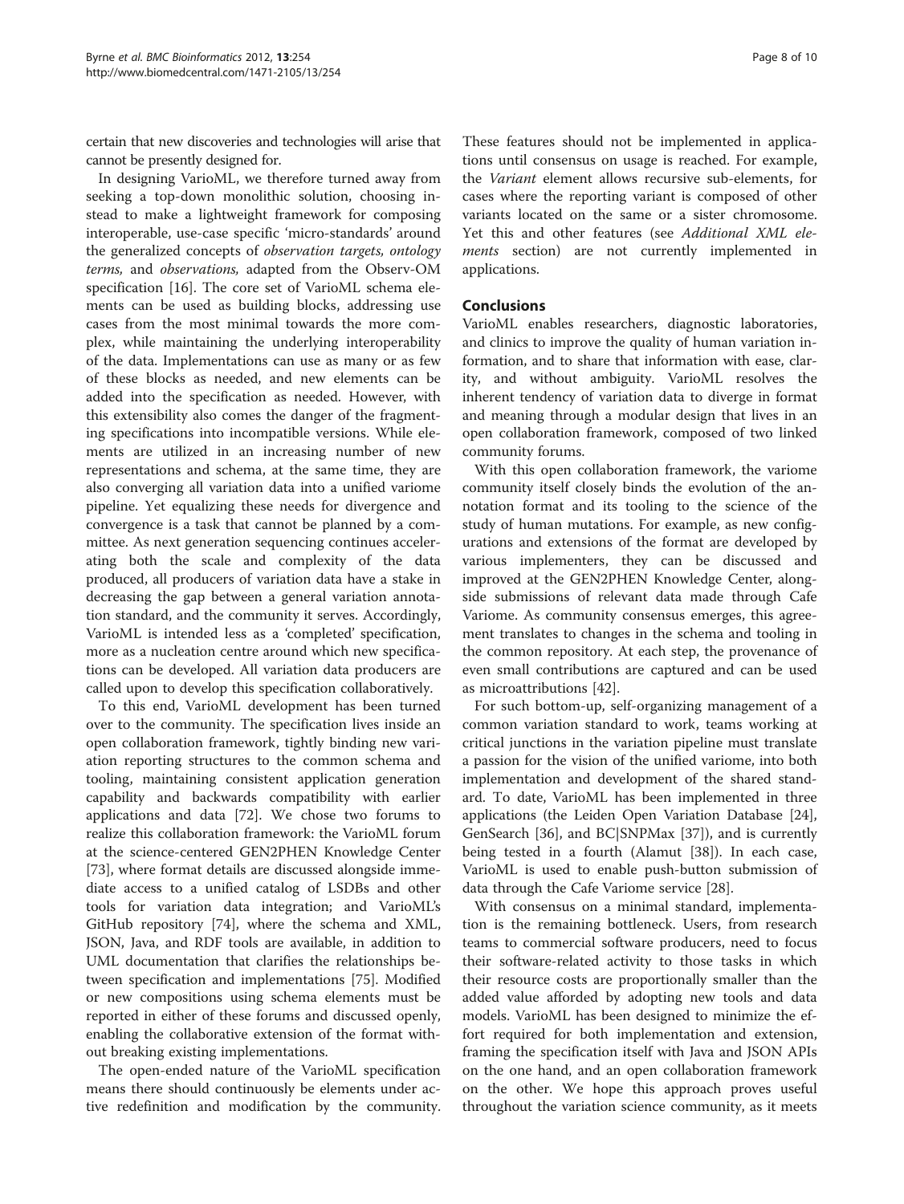certain that new discoveries and technologies will arise that cannot be presently designed for.

In designing VarioML, we therefore turned away from seeking a top-down monolithic solution, choosing instead to make a lightweight framework for composing interoperable, use-case specific 'micro-standards' around the generalized concepts of *observation targets*, *ontology terms*, and *observations*, adapted from the Observ-OM specification [16]. The core set of VarioML schema elements can be used as building blocks, addressing use cases from the most minimal towards the more complex, while maintaining the underlying interoperability of the data. Implementations can use as many or as few of these blocks as needed, and new elements can be added into the specification as needed. However, with this extensibility also comes the danger of the fragmenting specifications into incompatible versions. While elements are utilized in an increasing number of new representations and schema, at the same time, they are also converging all variation data into a unified variome pipeline. Yet equalizing these needs for divergence and convergence is a task that cannot be planned by a committee. As next generation sequencing continues accelerating both the scale and complexity of the data produced, all producers of variation data have a stake in decreasing the gap between a general variation annotation standard, and the community it serves. Accordingly, VarioML is intended less as a 'completed' specification, more as a nucleation centre around which new specifications can be developed. All variation data producers are called upon to develop this specification collaboratively.

To this end, VarioML development has been turned over to the community. The specification lives inside an open collaboration framework, tightly binding new variation reporting structures to the common schema and tooling, maintaining consistent application generation capability and backwards compatibility with earlier applications and data [72]. We chose two forums to realize this collaboration framework: the VarioML forum at the science-centered GEN2PHEN Knowledge Center [73], where format details are discussed alongside immediate access to a unified catalog of LSDBs and other tools for variation data integration; and VarioML's GitHub repository [74], where the schema and XML, JSON, Java, and RDF tools are available, in addition to UML documentation that clarifies the relationships between specification and implementations [75]. Modified or new compositions using schema elements must be reported in either of these forums and discussed openly, enabling the collaborative extension of the format without breaking existing implementations.

The open-ended nature of the VarioML specification means there should continuously be elements under active redefinition and modification by the community. These features should not be implemented in applications until consensus on usage is reached. For example, the *Variant* element allows recursive sub-elements, for cases where the reporting variant is composed of other variants located on the same or a sister chromosome. Yet this and other features (see *Additional XML elements* section) are not currently implemented in applications.

## Conclusions

VarioML enables researchers, diagnostic laboratories, and clinics to improve the quality of human variation information, and to share that information with ease, clarity, and without ambiguity. VarioML resolves the inherent tendency of variation data to diverge in format and meaning through a modular design that lives in an open collaboration framework, composed of two linked community forums.

With this open collaboration framework, the variome community itself closely binds the evolution of the annotation format and its tooling to the science of the study of human mutations. For example, as new configurations and extensions of the format are developed by various implementers, they can be discussed and improved at the GEN2PHEN Knowledge Center, alongside submissions of relevant data made through Cafe Variome. As community consensus emerges, this agreement translates to changes in the schema and tooling in the common repository. At each step, the provenance of even small contributions are captured and can be used as microattributions [42].

For such bottom-up, self-organizing management of a common variation standard to work, teams working at critical junctions in the variation pipeline must translate a passion for the vision of the unified variome, into both implementation and development of the shared standard. To date, VarioML has been implemented in three applications (the Leiden Open Variation Database [24], GenSearch [36], and BC|SNPMax [37]), and is currently being tested in a fourth (Alamut [38]). In each case, VarioML is used to enable push-button submission of data through the Cafe Variome service [28].

With consensus on a minimal standard, implementation is the remaining bottleneck. Users, from research teams to commercial software producers, need to focus their software-related activity to those tasks in which their resource costs are proportionally smaller than the added value afforded by adopting new tools and data models. VarioML has been designed to minimize the effort required for both implementation and extension, framing the specification itself with Java and JSON APIs on the one hand, and an open collaboration framework on the other. We hope this approach proves useful throughout the variation science community, as it meets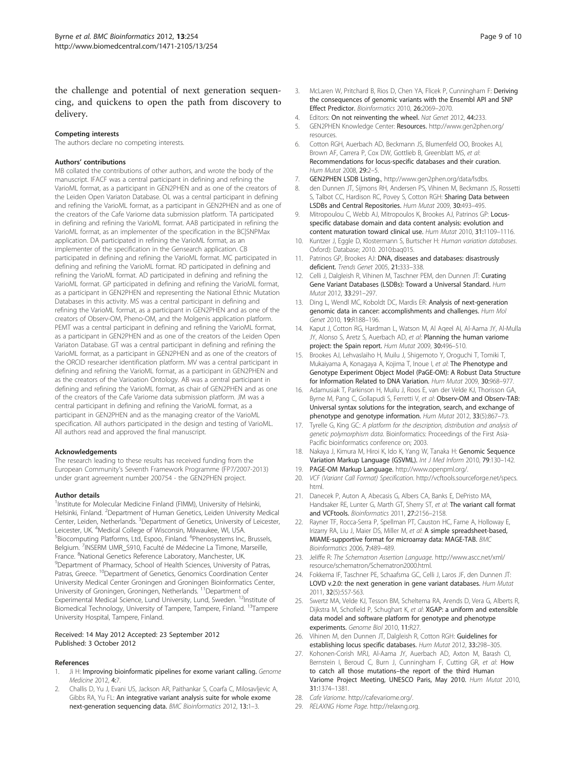the challenge and potential of next generation sequencing, and quickens to open the path from discovery to delivery.

### Competing interests

The authors declare no competing interests.

### Authors' contributions

MB collated the contributions of other authors, and wrote the body of the manuscript. IFACF was a central participant in defining and refining the VarioML format, as a participant in GEN2PHEN and as one of the creators of the Leiden Open Variaton Database. OL was a central participant in defining and refining the VarioML format, as a participant in GEN2PHEN and as one of the creators of the Cafe Variome data submission platform. TA participated in defining and refining the VarioML format. AAB participated in refining the VarioML format, as an implementer of the specification in the BC|SNPMax application. DA participated in refining the VarioML format, as an implementer of the specification in the Gensearch application. CB participated in defining and refining the VarioML format. MC participated in defining and refining the VarioML format. RD participated in defining and refining the VarioML format. AD participated in defining and refining the VarioML format. GP participated in defining and refining the VarioML format, as a participant in GEN2PHEN and representing the National Ethnic Mutation Databases in this activity. MS was a central participant in defining and refining the VarioML format, as a participant in GEN2PHEN and as one of the creators of Observ-OM, Pheno-OM, and the Molgenis application platform. PEMT was a central participant in defining and refining the VarioML format, as a participant in GEN2PHEN and as one of the creators of the Leiden Open Variaton Database. GT was a central participant in defining and refining the VarioML format, as a participant in GEN2PHEN and as one of the creators of the ORCID researcher identification platform. MV was a central participant in defining and refining the VarioML format, as a participant in GEN2PHEN and as the creators of the Varioation Ontology. AB was a central participant in defining and refining the VarioML format, as chair of GEN2PHEN and as one of the creators of the Cafe Variome data submission platform. JM was a central participant in defining and refining the VarioML format, as a participant in GEN2PHEN and as the managing creator of the VarioML specification. All authors participated in the design and testing of VarioML. All authors read and approved the final manuscript.

### Acknowledgements

The research leading to these results has received funding from the European Community's Seventh Framework Programme (FP7/2007-2013) under grant agreement number 200754 - the GEN2PHEN project.

### Author details

[1]Institute for Molecular Medicine Finland (FIMM), University of Helsinki, Helsinki, Finland. [2]Department of Human Genetics, Leiden University Medical Center, Leiden, Netherlands. [3]Department of Genetics, University of Leicester, Leicester, UK. [4]Medical College of Wisconsin, Milwaukee, WI, USA. [5]Biocomputing Platforms, Ltd, Espoo, Finland. [6]Phenosystems Inc, Brussels, Belgium. [7]INSERM UMR_S910, Faculté de Médecine La Timone, Marseille, France. [8]National Genetics Reference Laboratory, Manchester, UK. [9]Department of Pharmacy, School of Health Sciences, University of Patras, Patras, Greece. [10]Department of Genetics, Genomics Coordination Center University Medical Center Groningen and Groningen Bioinformatics Center, University of Groningen, Groningen, Netherlands. [11]Department of Experimental Medical Science, Lund University, Lund, Sweden. [12]Institute of Biomedical Technology, University of Tampere, Tampere, Finland. [13]Tampere University Hospital, Tampere, Finland.

Received: 14 May 2012 Accepted: 23 September 2012
Published: 3 October 2012

### References

1. Ji H: **Improving bioinformatic pipelines for exome variant calling.** *Genome Medicine* 2012, **4**:7.
2. Challis D, Yu J, Evani US, Jackson AR, Paithankar S, Coarfa C, Milosavljevic A, Gibbs RA, Yu FL: **An integrative variant analysis suite for whole exome next-generation sequencing data.** *BMC Bioinformatics* 2012, **13**:1–3.
3. McLaren W, Pritchard B, Rios D, Chen YA, Flicek P, Cunningham F: **Deriving the consequences of genomic variants with the Ensembl API and SNP Effect Predictor.** *Bioinformatics* 2010, **26**:2069–2070.
4. Editors: **On not reinventing the wheel.** *Nat Genet* 2012, **44**:233.
5. GEN2PHEN Knowledge Center: **Resources.** http://www.gen2phen.org/resources.
6. Cotton RGH, Auerbach AD, Beckmann JS, Blumenfeld OO, Brookes AJ, Brown AF, Carrera P, Cox DW, Gottlieb B, Greenblatt MS, *et al*: **Recommendations for locus-specific databases and their curation.** *Hum Mutat* 2008, **29**:2–5.
7. **GEN2PHEN LSDB Listing.**, http://www.gen2phen.org/data/lsdbs.
8. den Dunnen JT, Sijmons RH, Andersen PS, Vihinen M, Beckmann JS, Rossetti S, Talbot CC, Hardison RC, Povey S, Cotton RGH: **Sharing Data between LSDBs and Central Repositories.** *Hum Mutat* 2009, **30**:493–495.
9. Mitropoulou C, Webb AJ, Mitropoulos K, Brookes AJ, Patrinos GP: **Locus-specific database domain and data content analysis: evolution and content maturation toward clinical use.** *Hum Mutat* 2010, **31**:1109–1116.
10. Kuntzer J, Eggle D, Klostermann S, Burtscher H: *Human variation databases.* Oxford): Database; 2010. 2010:baq015.
11. Patrinos GP, Brookes AJ: **DNA, diseases and databases: disastrously deficient.** *Trends Genet* 2005, **21**:333–338.
12. Celli J, Dalgleish R, Vihinen M, Taschner PEM, den Dunnen JT: **Curating Gene Variant Databases (LSDBs): Toward a Universal Standard.** *Hum Mutat* 2012, **33**:291–297.
13. Ding L, Wendl MC, Koboldt DC, Mardis ER: **Analysis of next-generation genomic data in cancer: accomplishments and challenges.** *Hum Mol Genet* 2010, **19**:R188–196.
14. Kaput J, Cotton RG, Hardman L, Watson M, Al Aqeel AI, Al-Aama JY, Al-Mulla JY, Alonso S, Aretz S, Auerbach AD, *et al*: **Planning the human variome project: the Spain report.** *Hum Mutat* 2009, **30**:496–510.
15. Brookes AJ, Lehvaslaiho H, Muilu J, Shigemoto Y, Oroguchi T, Tomiki T, Mukaiyama A, Konagaya A, Kojima T, Inoue I, *et al*: **The Phenotype and Genotype Experiment Object Model (PaGE-OM): A Robust Data Structure for Information Related to DNA Variation.** *Hum Mutat* 2009, **30**:968–977.
16. Adamusiak T, Parkinson H, Muilu J, Roos E, van der Velde KJ, Thorisson GA, Byrne M, Pang C, Gollapudi S, Ferretti V, *et al*: **Observ-OM and Observ-TAB: Universal syntax solutions for the integration, search, and exchange of phenotype and genotype information.** *Hum Mutat* 2012, **33**(5):867–73.
17. Tyrelle G, King GC: *A platform for the description, distribution and analysis of genetic polymorphism data.* Bioinformatics: Proceedings of the First Asia-Pacific bioinformatics conference on; 2003.
18. Nakaya J, Kimura M, Hiroi K, Ido K, Yang W, Tanaka H: **Genomic Sequence Variation Markup Language (GSVML).** *Int J Med Inform* 2010, **79**:130–142.
19. **PAGE-OM Markup Language.** http://www.openpml.org/.
20. *VCF (Variant Call Format) Specification.* http://vcftools.sourceforge.net/specs.html.
21. Danecek P, Auton A, Abecasis G, Albers CA, Banks E, DePristo MA, Handsaker RE, Lunter G, Marth GT, Sherry ST, *et al*: **The variant call format and VCFtools.** *Bioinformatics* 2011, **27**:2156–2158.
22. Rayner TF, Rocca-Serra P, Spellman PT, Causton HC, Farne A, Holloway E, Irizarry RA, Liu J, Maier DS, Miller M, *et al*: **A simple spreadsheet-based, MIAME-supportive format for microarray data: MAGE-TAB.** *BMC Bioinformatics* 2006, **7**:489–489.
23. Jeliffe R: *The Schematron Assertion Language.* http://www.ascc.net/xml/resource/schematron/Schematron2000.html.
24. Fokkema IF, Taschner PE, Schaafsma GC, Celli J, Laros JF, den Dunnen JT: **LOVD v.2.0: the next generation in gene variant databases.** *Hum Mutat* 2011, **32**(5):557-563.
25. Swertz MA, Velde KJ, Tesson BM, Scheltema RA, Arends D, Vera G, Alberts R, Dijkstra M, Schofield P, Schughart K, *et al*: **XGAP: a uniform and extensible data model and software platform for genotype and phenotype experiments.** *Genome Biol* 2010, **11**:R27.
26. Vihinen M, den Dunnen JT, Dalgleish R, Cotton RGH: **Guidelines for establishing locus specific databases.** *Hum Mutat* 2012, **33**:298–305.
27. Kohonen-Corish MRJ, Al-Aama JY, Auerbach AD, Axton M, Barash CI, Bernstein I, Beroud C, Burn J, Cunningham F, Cutting GR, *et al*: **How to catch all those mutations–the report of the third Human Variome Project Meeting, UNESCO Paris, May 2010.** *Hum Mutat* 2010, **31**:1374–1381.
28. *Cafe Variome.* http://cafevariome.org/.
29. *RELAXNG Home Page.* http://relaxng.org.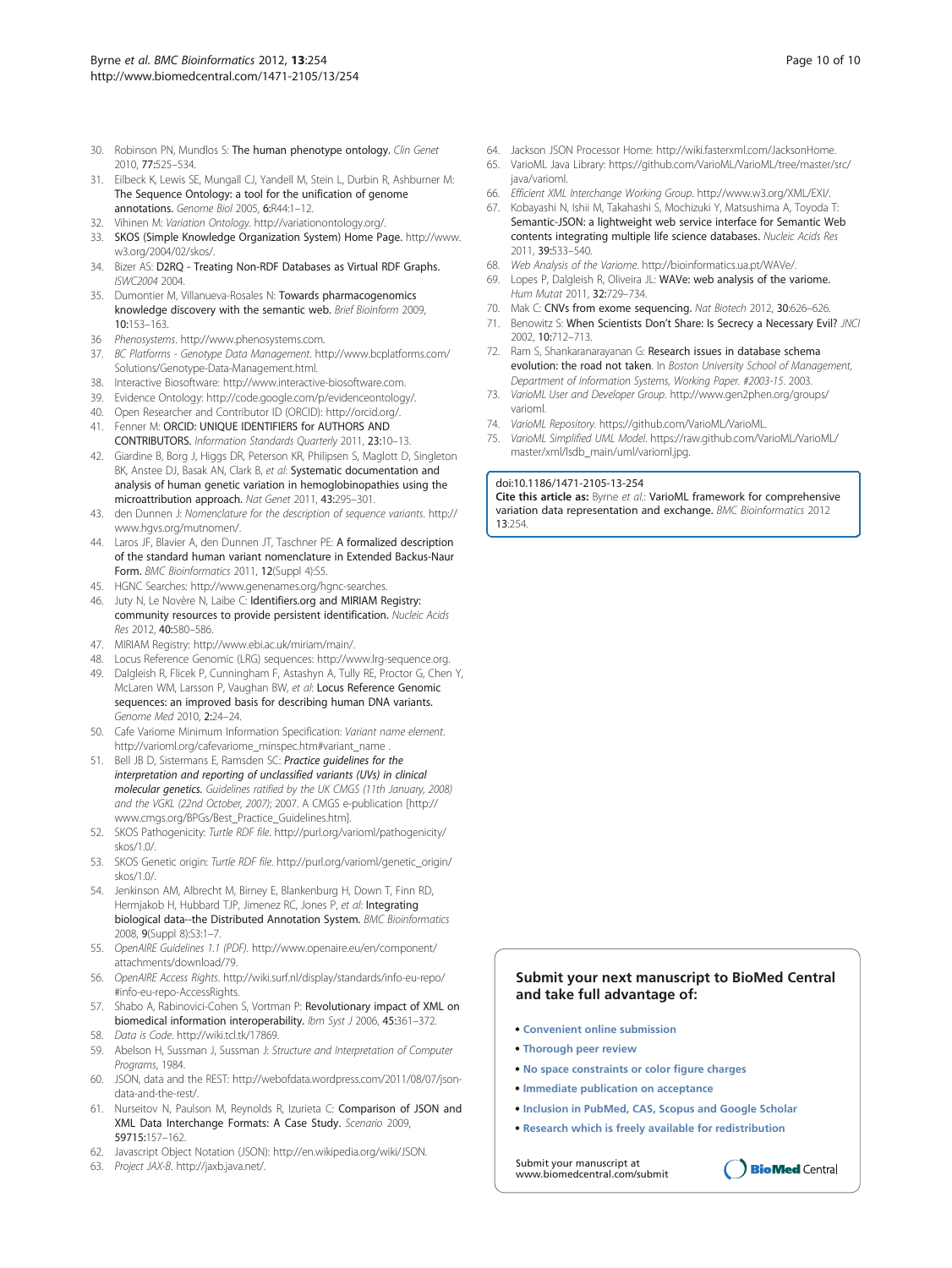30. Robinson PN, Mundlos S: **The human phenotype ontology.** *Clin Genet* 2010, **77:**525–534.
31. Eilbeck K, Lewis SE, Mungall CJ, Yandell M, Stein L, Durbin R, Ashburner M: **The Sequence Ontology: a tool for the unification of genome annotations.** *Genome Biol* 2005, **6:**R44:1–12.
32. Vihinen M: *Variation Ontology.* http://variationontology.org/.
33. **SKOS (Simple Knowledge Organization System) Home Page.** http://www.w3.org/2004/02/skos/.
34. Bizer AS: **D2RQ - Treating Non-RDF Databases as Virtual RDF Graphs.** *ISWC2004* 2004.
35. Dumontier M, Villanueva-Rosales N: **Towards pharmacogenomics knowledge discovery with the semantic web.** *Brief Bioinform* 2009, **10:**153–163.
36. *Phenosystems.* http://www.phenosystems.com.
37. *BC Platforms - Genotype Data Management.* http://www.bcplatforms.com/Solutions/Genotype-Data-Management.html.
38. Interactive Biosoftware: http://www.interactive-biosoftware.com.
39. Evidence Ontology: http://code.google.com/p/evidenceontology/.
40. Open Researcher and Contributor ID (ORCID): http://orcid.org/.
41. Fenner M: **ORCID: UNIQUE IDENTIFIERS for AUTHORS AND CONTRIBUTORS.** *Information Standards Quarterly* 2011, **23:**10–13.
42. Giardine B, Borg J, Higgs DR, Peterson KR, Philipsen S, Maglott D, Singleton BK, Anstee DJ, Basak AN, Clark B, *et al*: **Systematic documentation and analysis of human genetic variation in hemoglobinopathies using the microattribution approach.** *Nat Genet* 2011, **43:**295–301.
43. den Dunnen J: *Nomenclature for the description of sequence variants.* http://www.hgvs.org/mutnomen/.
44. Laros JF, Blavier A, den Dunnen JT, Taschner PE: **A formalized description of the standard human variant nomenclature in Extended Backus-Naur Form.** *BMC Bioinformatics* 2011, **12**(Suppl 4):S5.
45. HGNC Searches: http://www.genenames.org/hgnc-searches.
46. Juty N, Le Novère N, Laibe C: **Identifiers.org and MIRIAM Registry: community resources to provide persistent identification.** *Nucleic Acids Res* 2012, **40:**580–586.
47. MIRIAM Registry: http://www.ebi.ac.uk/miriam/main/.
48. Locus Reference Genomic (LRG) sequences: http://www.lrg-sequence.org.
49. Dalgleish R, Flicek P, Cunningham F, Astashyn A, Tully RE, Proctor G, Chen Y, McLaren WM, Larsson P, Vaughan BW, *et al*: **Locus Reference Genomic sequences: an improved basis for describing human DNA variants.** *Genome Med* 2010, **2:**24–24.
50. Cafe Variome Minimum Information Specification: *Variant name element.* http://varioml.org/cafevariome_minspec.htm#variant_name .
51. Bell JB D, Sistermans E, Ramsden SC: ***Practice guidelines for the interpretation and reporting of unclassified variants (UVs) in clinical molecular genetics.*** *Guidelines ratified by the UK CMGS (11th January, 2008) and the VGKL (22nd October, 2007)*; 2007. A CMGS e-publication [http://www.cmgs.org/BPGs/Best_Practice_Guidelines.htm].
52. SKOS Pathogenicity: *Turtle RDF file.* http://purl.org/varioml/pathogenicity/skos/1.0/.
53. SKOS Genetic origin: *Turtle RDF file.* http://purl.org/varioml/genetic_origin/skos/1.0/.
54. Jenkinson AM, Albrecht M, Birney E, Blankenburg H, Down T, Finn RD, Hermjakob H, Hubbard TJP, Jimenez RC, Jones P, *et al*: **Integrating biological data--the Distributed Annotation System.** *BMC Bioinformatics* 2008, **9**(Suppl 8):S3:1–7.
55. *OpenAIRE Guidelines 1.1 (PDF).* http://www.openaire.eu/en/component/attachments/download/79.
56. *OpenAIRE Access Rights.* http://wiki.surf.nl/display/standards/info-eu-repo/#info-eu-repo-AccessRights.
57. Shabo A, Rabinovici-Cohen S, Vortman P: **Revolutionary impact of XML on biomedical information interoperability.** *Ibm Syst J* 2006, **45:**361–372.
58. *Data is Code.* http://wiki.tcl.tk/17869.
59. Abelson H, Sussman J, Sussman J: *Structure and Interpretation of Computer Programs*, 1984.
60. JSON, data and the REST: http://webofdata.wordpress.com/2011/08/07/json-data-and-the-rest/.
61. Nurseitov N, Paulson M, Reynolds R, Izurieta C: **Comparison of JSON and XML Data Interchange Formats: A Case Study.** *Scenario* 2009, **59715:**157–162.
62. Javascript Object Notation (JSON): http://en.wikipedia.org/wiki/JSON.
63. *Project JAX-B.* http://jaxb.java.net/.
64. Jackson JSON Processor Home: http://wiki.fasterxml.com/JacksonHome.
65. VarioML Java Library: https://github.com/VarioML/VarioML/tree/master/src/java/varioml.
66. *Efficient XML Interchange Working Group.* http://www.w3.org/XML/EXI/.
67. Kobayashi N, Ishii M, Takahashi S, Mochizuki Y, Matsushima A, Toyoda T: **Semantic-JSON: a lightweight web service interface for Semantic Web contents integrating multiple life science databases.** *Nucleic Acids Res* 2011, **39:**533–540.
68. *Web Analysis of the Variome.* http://bioinformatics.ua.pt/WAVe/.
69. Lopes P, Dalgleish R, Oliveira JL: **WAVe: web analysis of the variome.** *Hum Mutat* 2011, **32:**729–734.
70. Mak C: **CNVs from exome sequencing.** *Nat Biotech* 2012, **30:**626–626.
71. Benowitz S: **When Scientists Don't Share: Is Secrecy a Necessary Evil?** *JNCI* 2002, **10:**712–713.
72. Ram S, Shankaranarayanan G: **Research issues in database schema evolution: the road not taken.** In *Boston University School of Management, Department of Information Systems, Working Paper. #2003-15.* 2003.
73. *VarioML User and Developer Group.* http://www.gen2phen.org/groups/varioml.
74. *VarioML Repository.* https://github.com/VarioML/VarioML.
75. *VarioML Simplified UML Model.* https://raw.github.com/VarioML/VarioML/master/xml/lsdb_main/uml/varioml.jpg.

doi:10.1186/1471-2105-13-254

**Cite this article as:** Byrne *et al.*: VarioML framework for comprehensive variation data representation and exchange. *BMC Bioinformatics* 2012 **13**:254.

**Submit your next manuscript to BioMed Central and take full advantage of:**

- **Convenient online submission**
- **Thorough peer review**
- **No space constraints or color figure charges**
- **Immediate publication on acceptance**
- **Inclusion in PubMed, CAS, Scopus and Google Scholar**
- **Research which is freely available for redistribution**

Submit your manuscript at www.biomedcentral.com/submit

BioMed Central